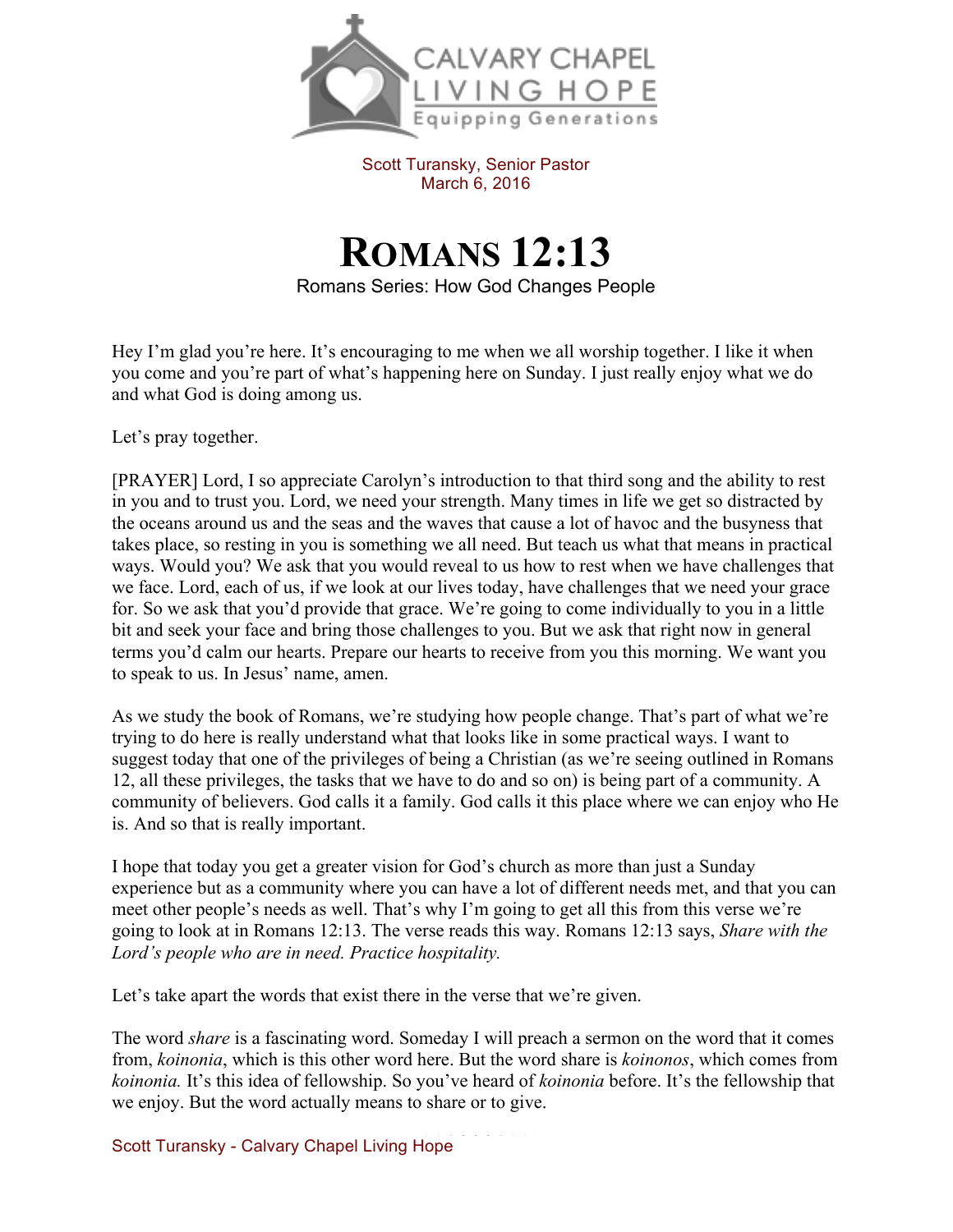Calvary Chapel Living Hope
Equipping Generations

Scott Turansky, Senior Pastor
March 6, 2016

# Romans 12:13

Romans Series: How God Changes People

Hey I'm glad you're here. It's encouraging to me when we all worship together. I like it when you come and you're part of what's happening here on Sunday. I just really enjoy what we do and what God is doing among us.

Let's pray together.

[PRAYER] Lord, I so appreciate Carolyn's introduction to that third song and the ability to rest in you and to trust you. Lord, we need your strength. Many times in life we get so distracted by the oceans around us and the seas and the waves that cause a lot of havoc and the busyness that takes place, so resting in you is something we all need. But teach us what that means in practical ways. Would you? We ask that you would reveal to us how to rest when we have challenges that we face. Lord, each of us, if we look at our lives today, have challenges that we need your grace for. So we ask that you'd provide that grace. We're going to come individually to you in a little bit and seek your face and bring those challenges to you. But we ask that right now in general terms you'd calm our hearts. Prepare our hearts to receive from you this morning. We want you to speak to us. In Jesus' name, amen.

As we study the book of Romans, we're studying how people change. That's part of what we're trying to do here is really understand what that looks like in some practical ways. I want to suggest today that one of the privileges of being a Christian (as we're seeing outlined in Romans 12, all these privileges, the tasks that we have to do and so on) is being part of a community. A community of believers. God calls it a family. God calls it this place where we can enjoy who He is. And so that is really important.

I hope that today you get a greater vision for God's church as more than just a Sunday experience but as a community where you can have a lot of different needs met, and that you can meet other people's needs as well. That's why I'm going to get all this from this verse we're going to look at in Romans 12:13. The verse reads this way. Romans 12:13 says, *Share with the Lord's people who are in need. Practice hospitality.*

Let's take apart the words that exist there in the verse that we're given.

The word *share* is a fascinating word. Someday I will preach a sermon on the word that it comes from, *koinonia*, which is this other word here. But the word share is *koinonos*, which comes from *koinonia.* It's this idea of fellowship. So you've heard of *koinonia* before. It's the fellowship that we enjoy. But the word actually means to share or to give.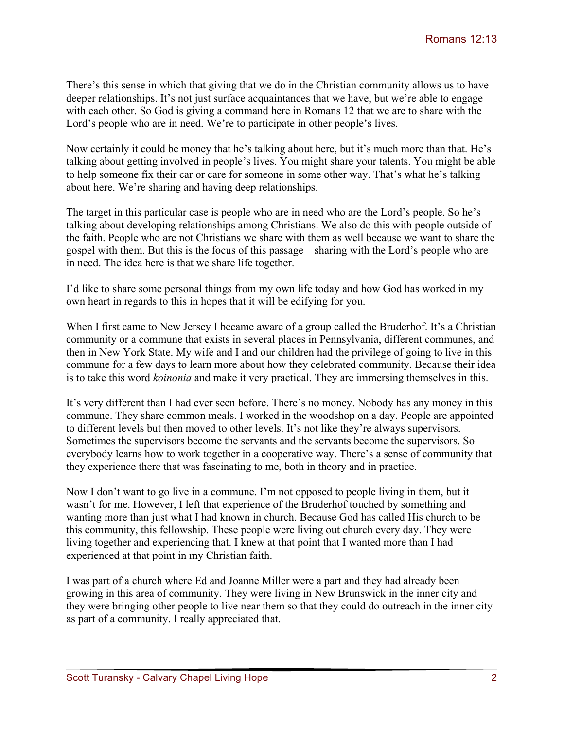There's this sense in which that giving that we do in the Christian community allows us to have deeper relationships. It's not just surface acquaintances that we have, but we're able to engage with each other. So God is giving a command here in Romans 12 that we are to share with the Lord's people who are in need. We're to participate in other people's lives.

Now certainly it could be money that he's talking about here, but it's much more than that. He's talking about getting involved in people's lives. You might share your talents. You might be able to help someone fix their car or care for someone in some other way. That's what he's talking about here. We're sharing and having deep relationships.

The target in this particular case is people who are in need who are the Lord's people. So he's talking about developing relationships among Christians. We also do this with people outside of the faith. People who are not Christians we share with them as well because we want to share the gospel with them. But this is the focus of this passage – sharing with the Lord's people who are in need. The idea here is that we share life together.

I'd like to share some personal things from my own life today and how God has worked in my own heart in regards to this in hopes that it will be edifying for you.

When I first came to New Jersey I became aware of a group called the Bruderhof. It's a Christian community or a commune that exists in several places in Pennsylvania, different communes, and then in New York State. My wife and I and our children had the privilege of going to live in this commune for a few days to learn more about how they celebrated community. Because their idea is to take this word *koinonia* and make it very practical. They are immersing themselves in this.

It's very different than I had ever seen before. There's no money. Nobody has any money in this commune. They share common meals. I worked in the woodshop on a day. People are appointed to different levels but then moved to other levels. It's not like they're always supervisors. Sometimes the supervisors become the servants and the servants become the supervisors. So everybody learns how to work together in a cooperative way. There's a sense of community that they experience there that was fascinating to me, both in theory and in practice.

Now I don't want to go live in a commune. I'm not opposed to people living in them, but it wasn't for me. However, I left that experience of the Bruderhof touched by something and wanting more than just what I had known in church. Because God has called His church to be this community, this fellowship. These people were living out church every day. They were living together and experiencing that. I knew at that point that I wanted more than I had experienced at that point in my Christian faith.

I was part of a church where Ed and Joanne Miller were a part and they had already been growing in this area of community. They were living in New Brunswick in the inner city and they were bringing other people to live near them so that they could do outreach in the inner city as part of a community. I really appreciated that.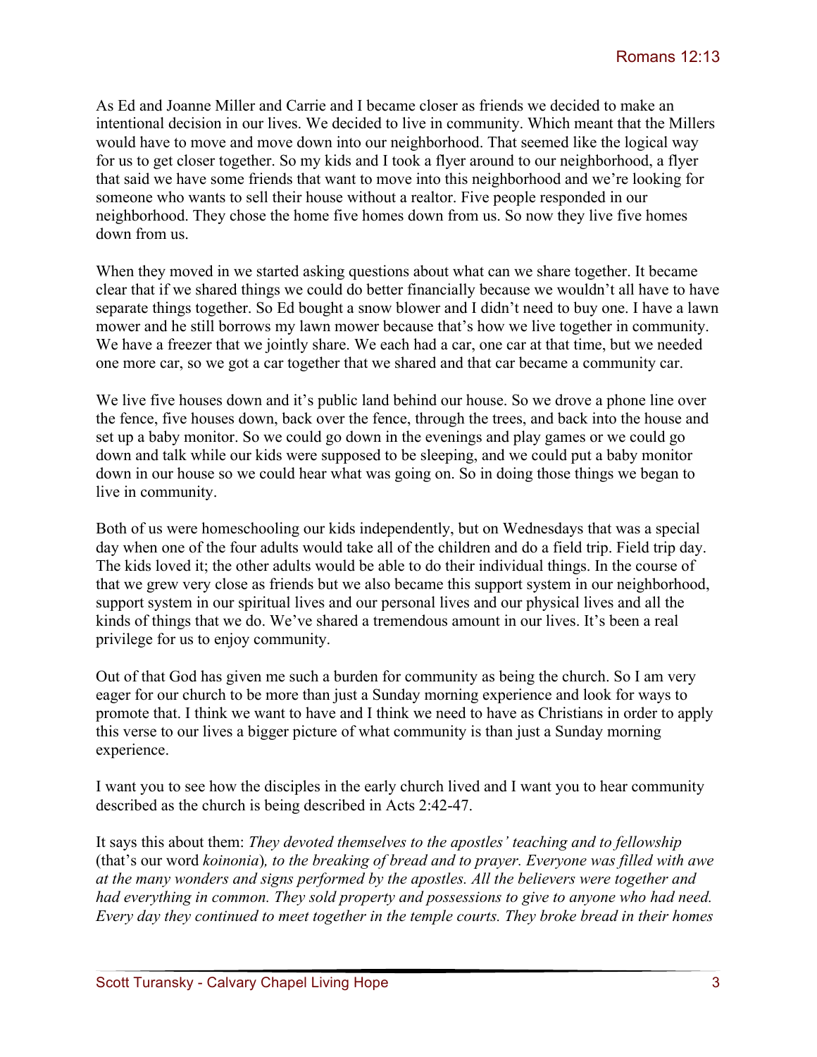As Ed and Joanne Miller and Carrie and I became closer as friends we decided to make an intentional decision in our lives. We decided to live in community. Which meant that the Millers would have to move and move down into our neighborhood. That seemed like the logical way for us to get closer together. So my kids and I took a flyer around to our neighborhood, a flyer that said we have some friends that want to move into this neighborhood and we're looking for someone who wants to sell their house without a realtor. Five people responded in our neighborhood. They chose the home five homes down from us. So now they live five homes down from us.

When they moved in we started asking questions about what can we share together. It became clear that if we shared things we could do better financially because we wouldn't all have to have separate things together. So Ed bought a snow blower and I didn't need to buy one. I have a lawn mower and he still borrows my lawn mower because that's how we live together in community. We have a freezer that we jointly share. We each had a car, one car at that time, but we needed one more car, so we got a car together that we shared and that car became a community car.

We live five houses down and it's public land behind our house. So we drove a phone line over the fence, five houses down, back over the fence, through the trees, and back into the house and set up a baby monitor. So we could go down in the evenings and play games or we could go down and talk while our kids were supposed to be sleeping, and we could put a baby monitor down in our house so we could hear what was going on. So in doing those things we began to live in community.

Both of us were homeschooling our kids independently, but on Wednesdays that was a special day when one of the four adults would take all of the children and do a field trip. Field trip day. The kids loved it; the other adults would be able to do their individual things. In the course of that we grew very close as friends but we also became this support system in our neighborhood, support system in our spiritual lives and our personal lives and our physical lives and all the kinds of things that we do. We've shared a tremendous amount in our lives. It's been a real privilege for us to enjoy community.

Out of that God has given me such a burden for community as being the church. So I am very eager for our church to be more than just a Sunday morning experience and look for ways to promote that. I think we want to have and I think we need to have as Christians in order to apply this verse to our lives a bigger picture of what community is than just a Sunday morning experience.

I want you to see how the disciples in the early church lived and I want you to hear community described as the church is being described in Acts 2:42-47.

It says this about them: *They devoted themselves to the apostles' teaching and to fellowship* (that's our word *koinonia*)*, to the breaking of bread and to prayer. Everyone was filled with awe at the many wonders and signs performed by the apostles. All the believers were together and had everything in common. They sold property and possessions to give to anyone who had need. Every day they continued to meet together in the temple courts. They broke bread in their homes*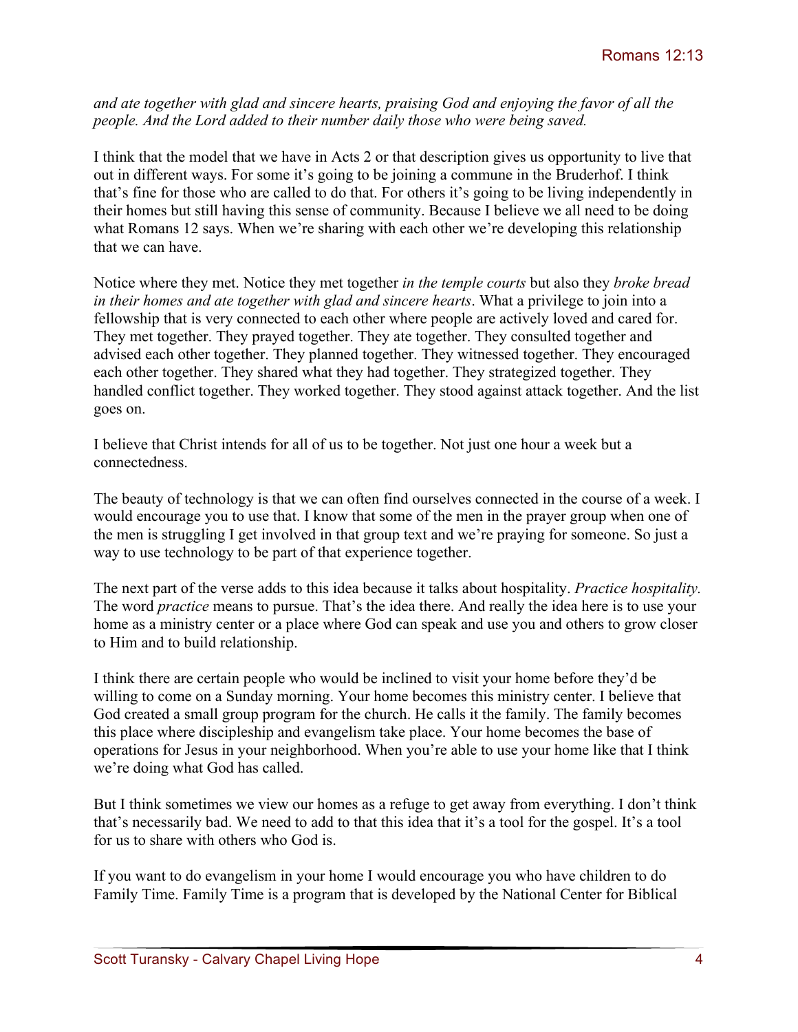*and ate together with glad and sincere hearts, praising God and enjoying the favor of all the people. And the Lord added to their number daily those who were being saved.*

I think that the model that we have in Acts 2 or that description gives us opportunity to live that out in different ways. For some it's going to be joining a commune in the Bruderhof. I think that's fine for those who are called to do that. For others it's going to be living independently in their homes but still having this sense of community. Because I believe we all need to be doing what Romans 12 says. When we're sharing with each other we're developing this relationship that we can have.

Notice where they met. Notice they met together *in the temple courts* but also they *broke bread in their homes and ate together with glad and sincere hearts*. What a privilege to join into a fellowship that is very connected to each other where people are actively loved and cared for. They met together. They prayed together. They ate together. They consulted together and advised each other together. They planned together. They witnessed together. They encouraged each other together. They shared what they had together. They strategized together. They handled conflict together. They worked together. They stood against attack together. And the list goes on.

I believe that Christ intends for all of us to be together. Not just one hour a week but a connectedness.

The beauty of technology is that we can often find ourselves connected in the course of a week. I would encourage you to use that. I know that some of the men in the prayer group when one of the men is struggling I get involved in that group text and we're praying for someone. So just a way to use technology to be part of that experience together.

The next part of the verse adds to this idea because it talks about hospitality. *Practice hospitality.* The word *practice* means to pursue. That's the idea there. And really the idea here is to use your home as a ministry center or a place where God can speak and use you and others to grow closer to Him and to build relationship.

I think there are certain people who would be inclined to visit your home before they'd be willing to come on a Sunday morning. Your home becomes this ministry center. I believe that God created a small group program for the church. He calls it the family. The family becomes this place where discipleship and evangelism take place. Your home becomes the base of operations for Jesus in your neighborhood. When you're able to use your home like that I think we're doing what God has called.

But I think sometimes we view our homes as a refuge to get away from everything. I don't think that's necessarily bad. We need to add to that this idea that it's a tool for the gospel. It's a tool for us to share with others who God is.

If you want to do evangelism in your home I would encourage you who have children to do Family Time. Family Time is a program that is developed by the National Center for Biblical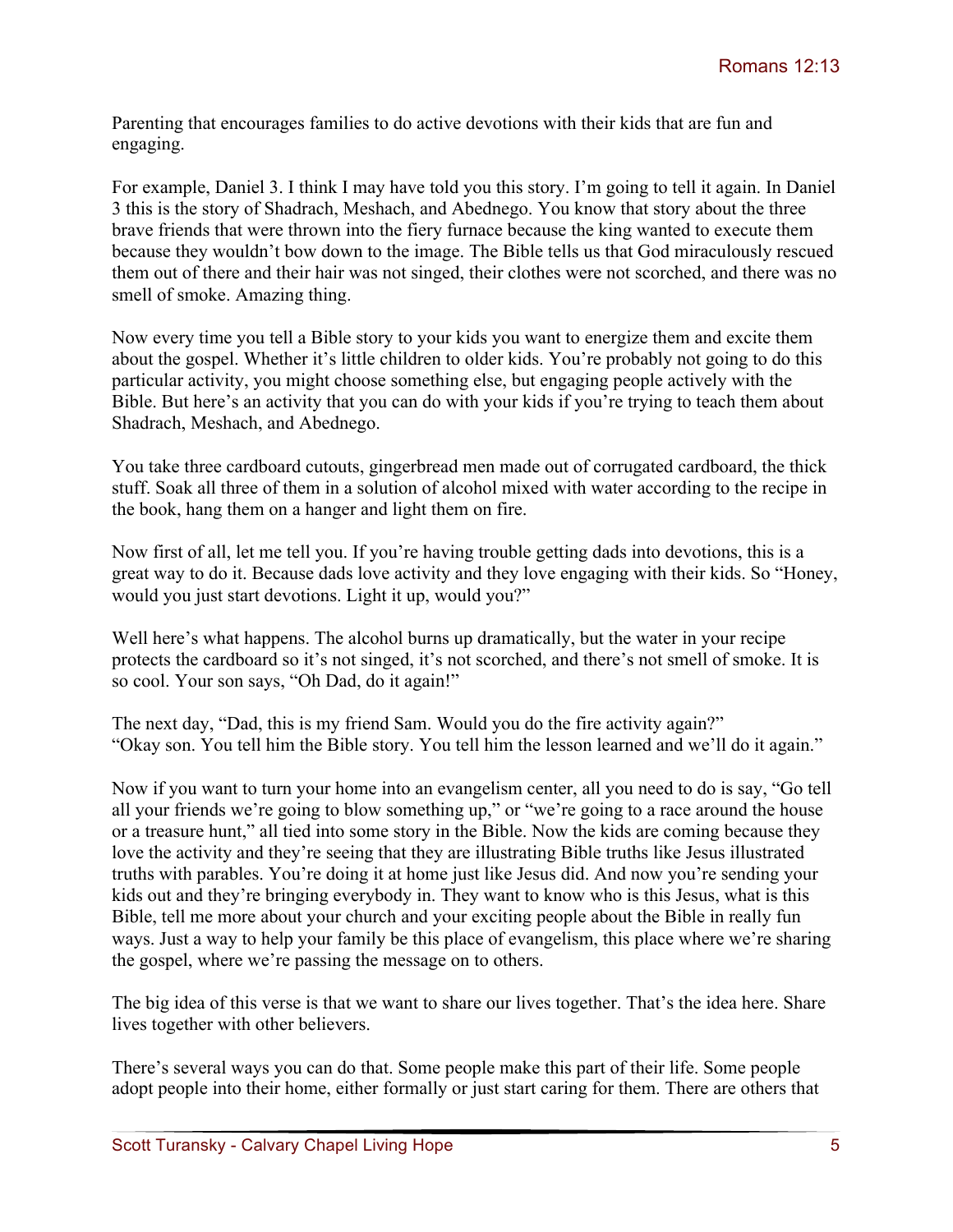Parenting that encourages families to do active devotions with their kids that are fun and engaging.

For example, Daniel 3. I think I may have told you this story. I'm going to tell it again. In Daniel 3 this is the story of Shadrach, Meshach, and Abednego. You know that story about the three brave friends that were thrown into the fiery furnace because the king wanted to execute them because they wouldn't bow down to the image. The Bible tells us that God miraculously rescued them out of there and their hair was not singed, their clothes were not scorched, and there was no smell of smoke. Amazing thing.

Now every time you tell a Bible story to your kids you want to energize them and excite them about the gospel. Whether it's little children to older kids. You're probably not going to do this particular activity, you might choose something else, but engaging people actively with the Bible. But here's an activity that you can do with your kids if you're trying to teach them about Shadrach, Meshach, and Abednego.

You take three cardboard cutouts, gingerbread men made out of corrugated cardboard, the thick stuff. Soak all three of them in a solution of alcohol mixed with water according to the recipe in the book, hang them on a hanger and light them on fire.

Now first of all, let me tell you. If you're having trouble getting dads into devotions, this is a great way to do it. Because dads love activity and they love engaging with their kids. So "Honey, would you just start devotions. Light it up, would you?"

Well here's what happens. The alcohol burns up dramatically, but the water in your recipe protects the cardboard so it's not singed, it's not scorched, and there's not smell of smoke. It is so cool. Your son says, "Oh Dad, do it again!"

The next day, "Dad, this is my friend Sam. Would you do the fire activity again?"
"Okay son. You tell him the Bible story. You tell him the lesson learned and we'll do it again."

Now if you want to turn your home into an evangelism center, all you need to do is say, "Go tell all your friends we're going to blow something up," or "we're going to a race around the house or a treasure hunt," all tied into some story in the Bible. Now the kids are coming because they love the activity and they're seeing that they are illustrating Bible truths like Jesus illustrated truths with parables. You're doing it at home just like Jesus did. And now you're sending your kids out and they're bringing everybody in. They want to know who is this Jesus, what is this Bible, tell me more about your church and your exciting people about the Bible in really fun ways. Just a way to help your family be this place of evangelism, this place where we're sharing the gospel, where we're passing the message on to others.

The big idea of this verse is that we want to share our lives together. That's the idea here. Share lives together with other believers.

There's several ways you can do that. Some people make this part of their life. Some people adopt people into their home, either formally or just start caring for them. There are others that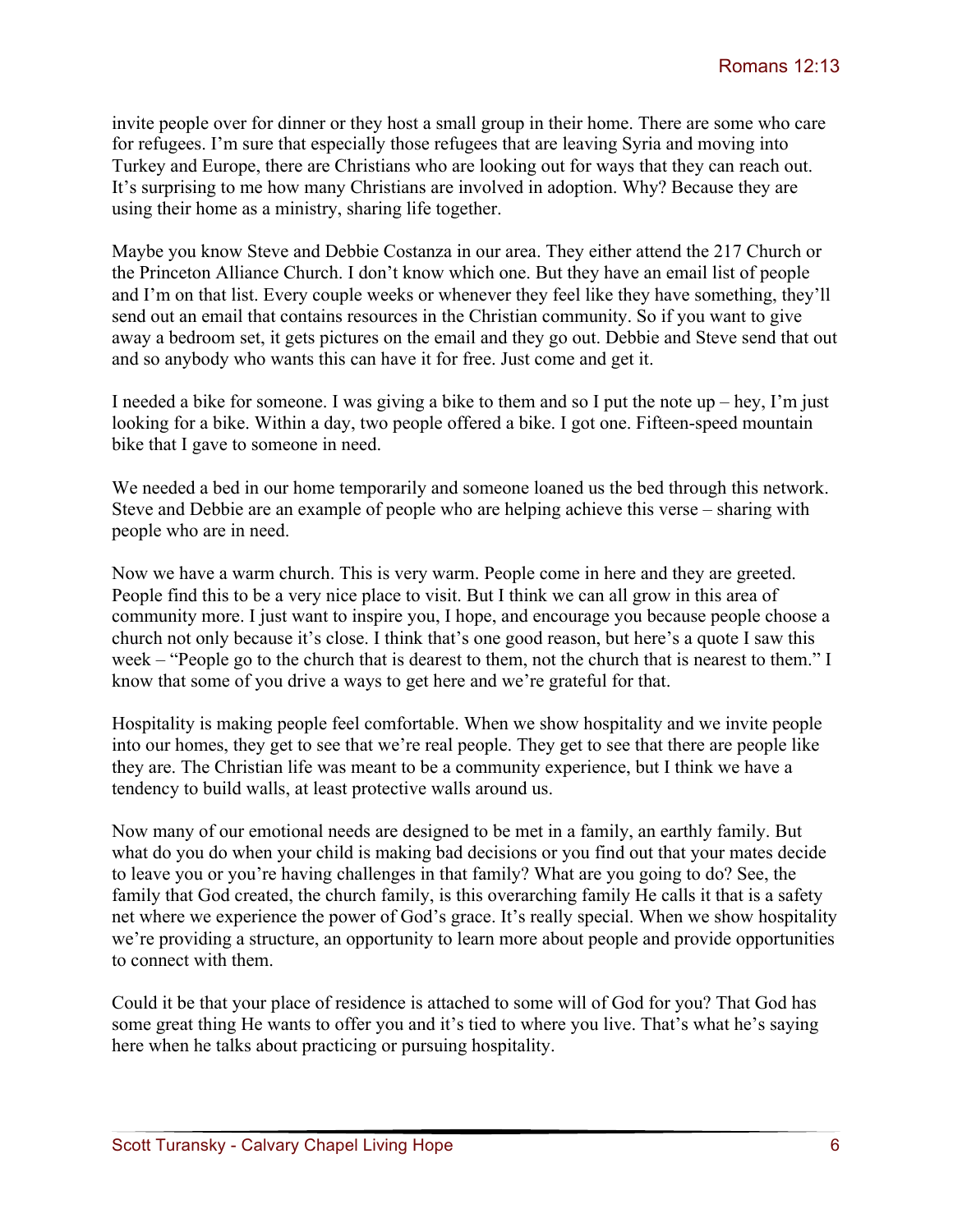invite people over for dinner or they host a small group in their home. There are some who care for refugees. I'm sure that especially those refugees that are leaving Syria and moving into Turkey and Europe, there are Christians who are looking out for ways that they can reach out. It's surprising to me how many Christians are involved in adoption. Why? Because they are using their home as a ministry, sharing life together.

Maybe you know Steve and Debbie Costanza in our area. They either attend the 217 Church or the Princeton Alliance Church. I don't know which one. But they have an email list of people and I'm on that list. Every couple weeks or whenever they feel like they have something, they'll send out an email that contains resources in the Christian community. So if you want to give away a bedroom set, it gets pictures on the email and they go out. Debbie and Steve send that out and so anybody who wants this can have it for free. Just come and get it.

I needed a bike for someone. I was giving a bike to them and so I put the note up – hey, I'm just looking for a bike. Within a day, two people offered a bike. I got one. Fifteen-speed mountain bike that I gave to someone in need.

We needed a bed in our home temporarily and someone loaned us the bed through this network. Steve and Debbie are an example of people who are helping achieve this verse – sharing with people who are in need.

Now we have a warm church. This is very warm. People come in here and they are greeted. People find this to be a very nice place to visit. But I think we can all grow in this area of community more. I just want to inspire you, I hope, and encourage you because people choose a church not only because it's close. I think that's one good reason, but here's a quote I saw this week – "People go to the church that is dearest to them, not the church that is nearest to them." I know that some of you drive a ways to get here and we're grateful for that.

Hospitality is making people feel comfortable. When we show hospitality and we invite people into our homes, they get to see that we're real people. They get to see that there are people like they are. The Christian life was meant to be a community experience, but I think we have a tendency to build walls, at least protective walls around us.

Now many of our emotional needs are designed to be met in a family, an earthly family. But what do you do when your child is making bad decisions or you find out that your mates decide to leave you or you're having challenges in that family? What are you going to do? See, the family that God created, the church family, is this overarching family He calls it that is a safety net where we experience the power of God's grace. It's really special. When we show hospitality we're providing a structure, an opportunity to learn more about people and provide opportunities to connect with them.

Could it be that your place of residence is attached to some will of God for you? That God has some great thing He wants to offer you and it's tied to where you live. That's what he's saying here when he talks about practicing or pursuing hospitality.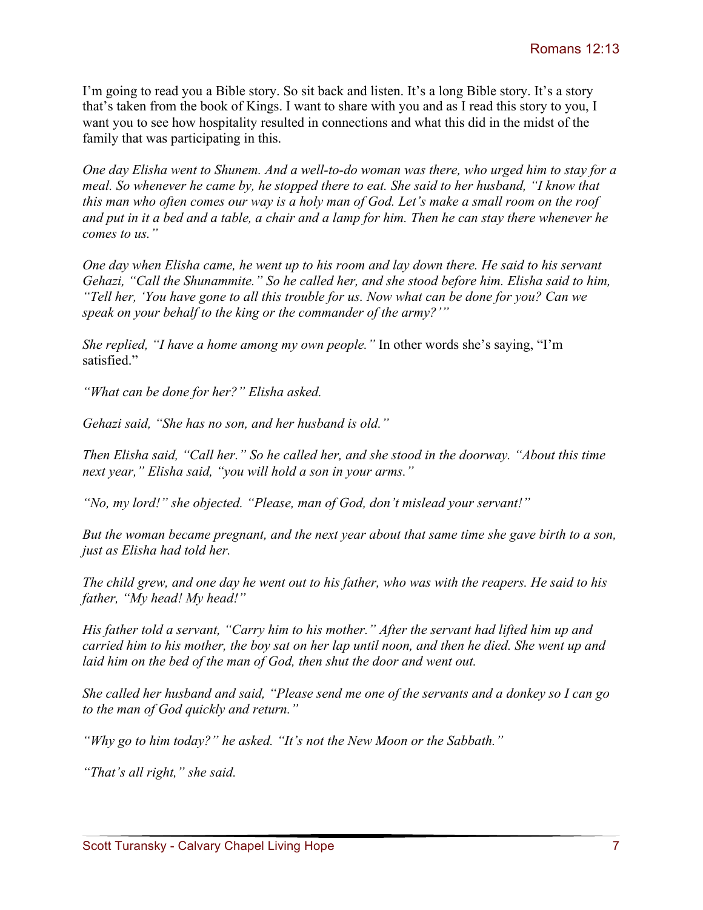I'm going to read you a Bible story. So sit back and listen. It's a long Bible story. It's a story that's taken from the book of Kings. I want to share with you and as I read this story to you, I want you to see how hospitality resulted in connections and what this did in the midst of the family that was participating in this.

*One day Elisha went to Shunem. And a well-to-do woman was there, who urged him to stay for a meal. So whenever he came by, he stopped there to eat. She said to her husband, "I know that this man who often comes our way is a holy man of God. Let's make a small room on the roof and put in it a bed and a table, a chair and a lamp for him. Then he can stay there whenever he comes to us."*

*One day when Elisha came, he went up to his room and lay down there. He said to his servant Gehazi, "Call the Shunammite." So he called her, and she stood before him. Elisha said to him, "Tell her, 'You have gone to all this trouble for us. Now what can be done for you? Can we speak on your behalf to the king or the commander of the army?'"*

*She replied, "I have a home among my own people."* In other words she's saying, "I'm satisfied."

*"What can be done for her?" Elisha asked.*

*Gehazi said, "She has no son, and her husband is old."*

*Then Elisha said, "Call her." So he called her, and she stood in the doorway. "About this time next year," Elisha said, "you will hold a son in your arms."*

*"No, my lord!" she objected. "Please, man of God, don't mislead your servant!"*

*But the woman became pregnant, and the next year about that same time she gave birth to a son, just as Elisha had told her.*

*The child grew, and one day he went out to his father, who was with the reapers. He said to his father, "My head! My head!"*

*His father told a servant, "Carry him to his mother." After the servant had lifted him up and carried him to his mother, the boy sat on her lap until noon, and then he died. She went up and laid him on the bed of the man of God, then shut the door and went out.*

*She called her husband and said, "Please send me one of the servants and a donkey so I can go to the man of God quickly and return."*

*"Why go to him today?" he asked. "It's not the New Moon or the Sabbath."*

*"That's all right," she said.*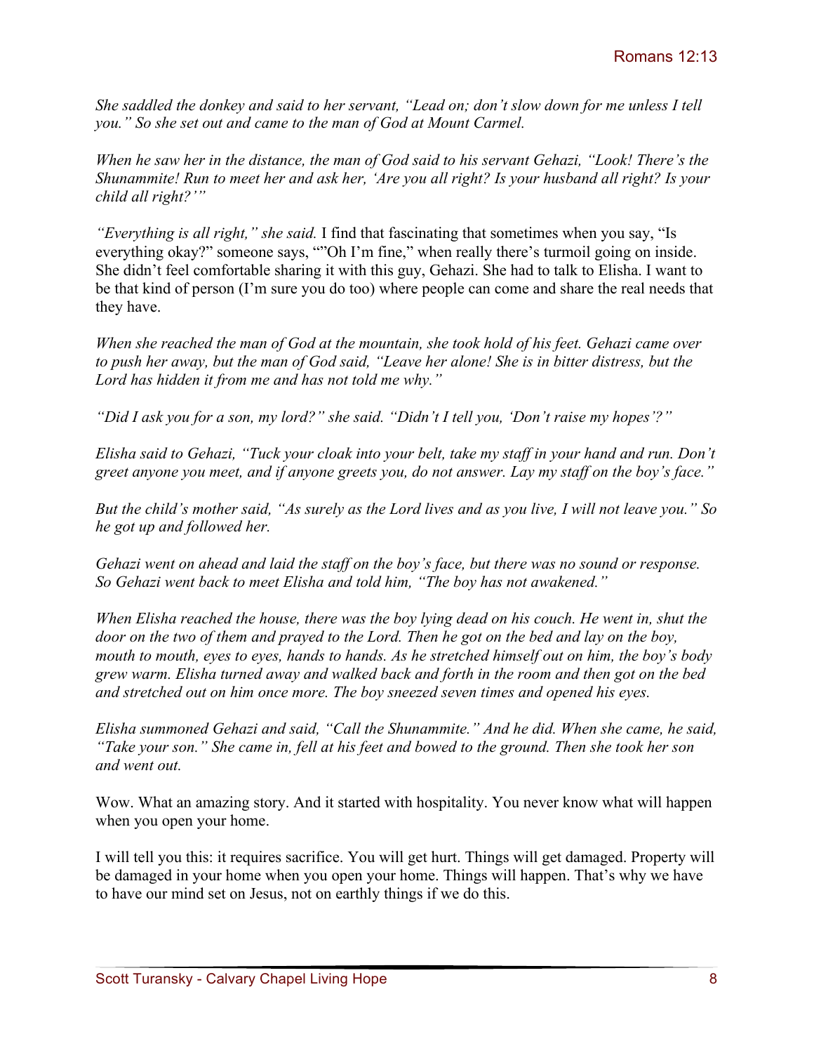*She saddled the donkey and said to her servant, "Lead on; don't slow down for me unless I tell you." So she set out and came to the man of God at Mount Carmel.*

*When he saw her in the distance, the man of God said to his servant Gehazi, "Look! There's the Shunammite! Run to meet her and ask her, 'Are you all right? Is your husband all right? Is your child all right?'"*

*"Everything is all right," she said.* I find that fascinating that sometimes when you say, "Is everything okay?" someone says, ""Oh I'm fine," when really there's turmoil going on inside. She didn't feel comfortable sharing it with this guy, Gehazi. She had to talk to Elisha. I want to be that kind of person (I'm sure you do too) where people can come and share the real needs that they have.

*When she reached the man of God at the mountain, she took hold of his feet. Gehazi came over to push her away, but the man of God said, "Leave her alone! She is in bitter distress, but the Lord has hidden it from me and has not told me why."*

*"Did I ask you for a son, my lord?" she said. "Didn't I tell you, 'Don't raise my hopes'?"*

*Elisha said to Gehazi, "Tuck your cloak into your belt, take my staff in your hand and run. Don't greet anyone you meet, and if anyone greets you, do not answer. Lay my staff on the boy's face."*

*But the child's mother said, "As surely as the Lord lives and as you live, I will not leave you." So he got up and followed her.*

*Gehazi went on ahead and laid the staff on the boy's face, but there was no sound or response. So Gehazi went back to meet Elisha and told him, "The boy has not awakened."*

*When Elisha reached the house, there was the boy lying dead on his couch. He went in, shut the door on the two of them and prayed to the Lord. Then he got on the bed and lay on the boy, mouth to mouth, eyes to eyes, hands to hands. As he stretched himself out on him, the boy's body grew warm. Elisha turned away and walked back and forth in the room and then got on the bed and stretched out on him once more. The boy sneezed seven times and opened his eyes.*

*Elisha summoned Gehazi and said, "Call the Shunammite." And he did. When she came, he said, "Take your son." She came in, fell at his feet and bowed to the ground. Then she took her son and went out.*

Wow. What an amazing story. And it started with hospitality. You never know what will happen when you open your home.

I will tell you this: it requires sacrifice. You will get hurt. Things will get damaged. Property will be damaged in your home when you open your home. Things will happen. That's why we have to have our mind set on Jesus, not on earthly things if we do this.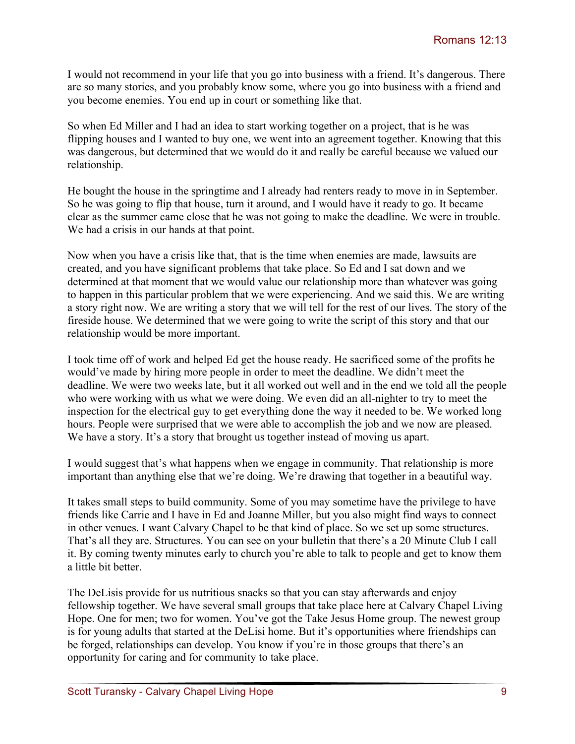I would not recommend in your life that you go into business with a friend. It's dangerous. There are so many stories, and you probably know some, where you go into business with a friend and you become enemies. You end up in court or something like that.

So when Ed Miller and I had an idea to start working together on a project, that is he was flipping houses and I wanted to buy one, we went into an agreement together. Knowing that this was dangerous, but determined that we would do it and really be careful because we valued our relationship.

He bought the house in the springtime and I already had renters ready to move in in September. So he was going to flip that house, turn it around, and I would have it ready to go. It became clear as the summer came close that he was not going to make the deadline. We were in trouble. We had a crisis in our hands at that point.

Now when you have a crisis like that, that is the time when enemies are made, lawsuits are created, and you have significant problems that take place. So Ed and I sat down and we determined at that moment that we would value our relationship more than whatever was going to happen in this particular problem that we were experiencing. And we said this. We are writing a story right now. We are writing a story that we will tell for the rest of our lives. The story of the fireside house. We determined that we were going to write the script of this story and that our relationship would be more important.

I took time off of work and helped Ed get the house ready. He sacrificed some of the profits he would've made by hiring more people in order to meet the deadline. We didn't meet the deadline. We were two weeks late, but it all worked out well and in the end we told all the people who were working with us what we were doing. We even did an all-nighter to try to meet the inspection for the electrical guy to get everything done the way it needed to be. We worked long hours. People were surprised that we were able to accomplish the job and we now are pleased. We have a story. It's a story that brought us together instead of moving us apart.

I would suggest that's what happens when we engage in community. That relationship is more important than anything else that we're doing. We're drawing that together in a beautiful way.

It takes small steps to build community. Some of you may sometime have the privilege to have friends like Carrie and I have in Ed and Joanne Miller, but you also might find ways to connect in other venues. I want Calvary Chapel to be that kind of place. So we set up some structures. That's all they are. Structures. You can see on your bulletin that there's a 20 Minute Club I call it. By coming twenty minutes early to church you're able to talk to people and get to know them a little bit better.

The DeLisis provide for us nutritious snacks so that you can stay afterwards and enjoy fellowship together. We have several small groups that take place here at Calvary Chapel Living Hope. One for men; two for women. You've got the Take Jesus Home group. The newest group is for young adults that started at the DeLisi home. But it's opportunities where friendships can be forged, relationships can develop. You know if you're in those groups that there's an opportunity for caring and for community to take place.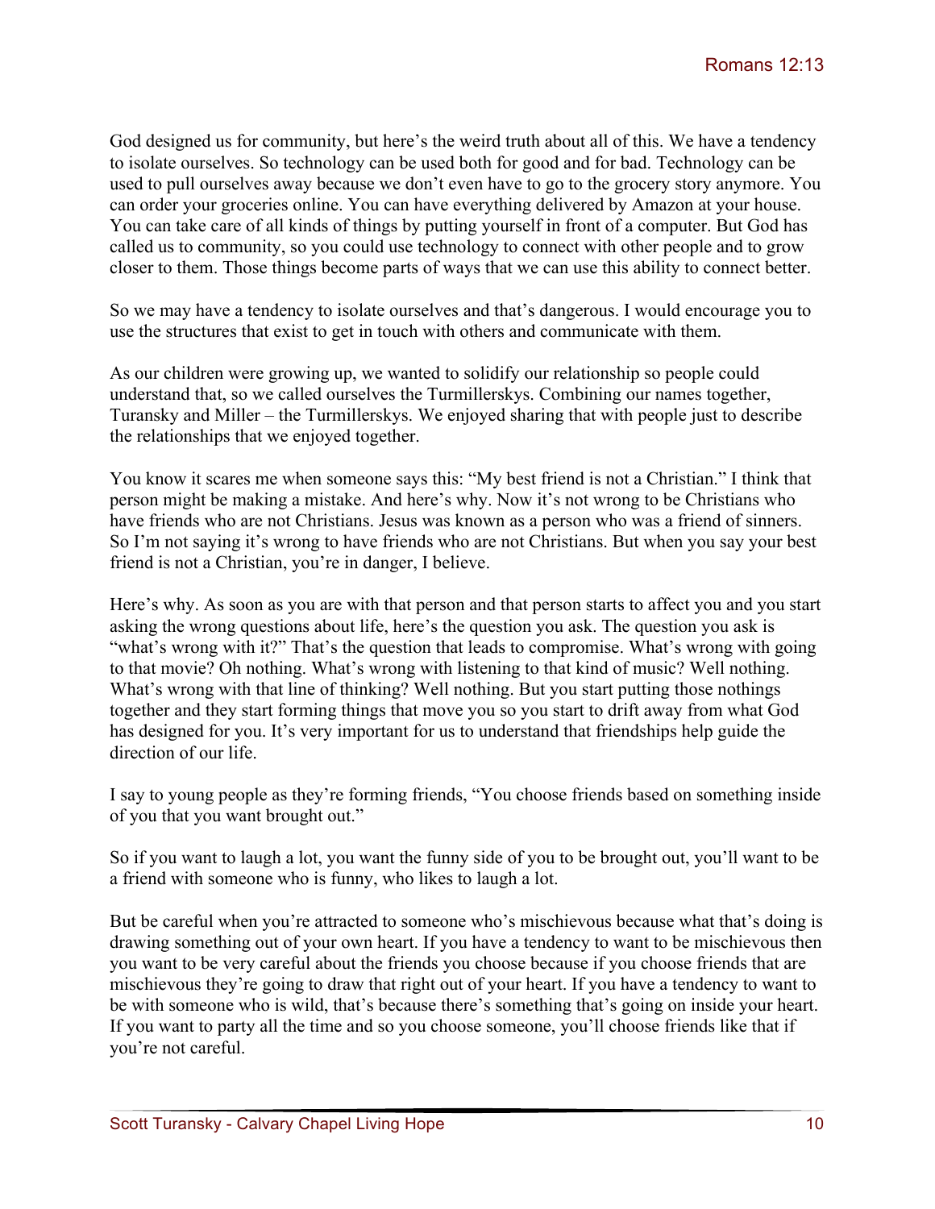God designed us for community, but here's the weird truth about all of this. We have a tendency to isolate ourselves. So technology can be used both for good and for bad. Technology can be used to pull ourselves away because we don't even have to go to the grocery story anymore. You can order your groceries online. You can have everything delivered by Amazon at your house. You can take care of all kinds of things by putting yourself in front of a computer. But God has called us to community, so you could use technology to connect with other people and to grow closer to them. Those things become parts of ways that we can use this ability to connect better.

So we may have a tendency to isolate ourselves and that's dangerous. I would encourage you to use the structures that exist to get in touch with others and communicate with them.

As our children were growing up, we wanted to solidify our relationship so people could understand that, so we called ourselves the Turmillerskys. Combining our names together, Turansky and Miller – the Turmillerskys. We enjoyed sharing that with people just to describe the relationships that we enjoyed together.

You know it scares me when someone says this: "My best friend is not a Christian." I think that person might be making a mistake. And here's why. Now it's not wrong to be Christians who have friends who are not Christians. Jesus was known as a person who was a friend of sinners. So I'm not saying it's wrong to have friends who are not Christians. But when you say your best friend is not a Christian, you're in danger, I believe.

Here's why. As soon as you are with that person and that person starts to affect you and you start asking the wrong questions about life, here's the question you ask. The question you ask is "what's wrong with it?" That's the question that leads to compromise. What's wrong with going to that movie? Oh nothing. What's wrong with listening to that kind of music? Well nothing. What's wrong with that line of thinking? Well nothing. But you start putting those nothings together and they start forming things that move you so you start to drift away from what God has designed for you. It's very important for us to understand that friendships help guide the direction of our life.

I say to young people as they're forming friends, "You choose friends based on something inside of you that you want brought out."

So if you want to laugh a lot, you want the funny side of you to be brought out, you'll want to be a friend with someone who is funny, who likes to laugh a lot.

But be careful when you're attracted to someone who's mischievous because what that's doing is drawing something out of your own heart. If you have a tendency to want to be mischievous then you want to be very careful about the friends you choose because if you choose friends that are mischievous they're going to draw that right out of your heart. If you have a tendency to want to be with someone who is wild, that's because there's something that's going on inside your heart. If you want to party all the time and so you choose someone, you'll choose friends like that if you're not careful.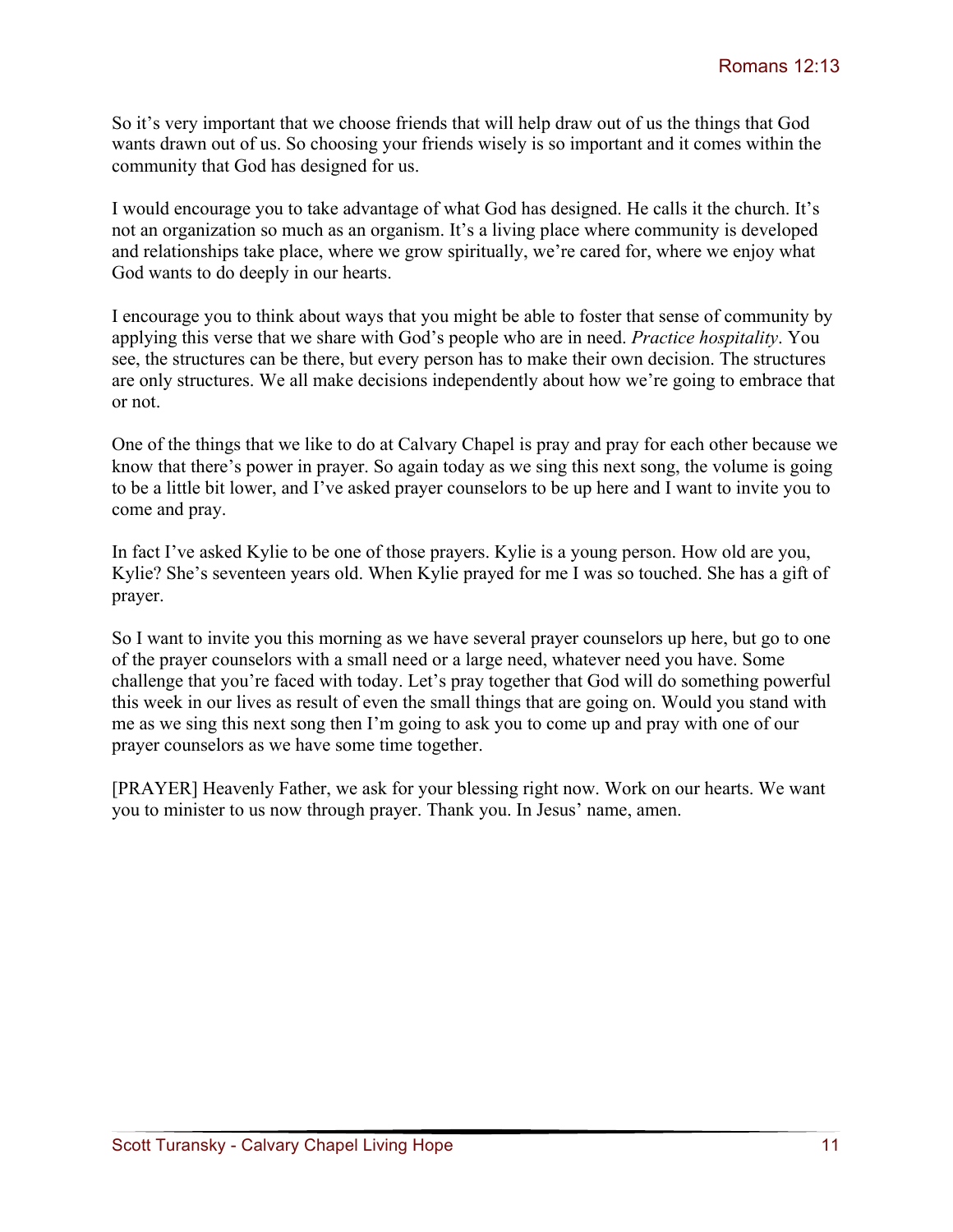So it's very important that we choose friends that will help draw out of us the things that God wants drawn out of us. So choosing your friends wisely is so important and it comes within the community that God has designed for us.

I would encourage you to take advantage of what God has designed. He calls it the church. It's not an organization so much as an organism. It's a living place where community is developed and relationships take place, where we grow spiritually, we're cared for, where we enjoy what God wants to do deeply in our hearts.

I encourage you to think about ways that you might be able to foster that sense of community by applying this verse that we share with God's people who are in need. *Practice hospitality*. You see, the structures can be there, but every person has to make their own decision. The structures are only structures. We all make decisions independently about how we're going to embrace that or not.

One of the things that we like to do at Calvary Chapel is pray and pray for each other because we know that there's power in prayer. So again today as we sing this next song, the volume is going to be a little bit lower, and I've asked prayer counselors to be up here and I want to invite you to come and pray.

In fact I've asked Kylie to be one of those prayers. Kylie is a young person. How old are you, Kylie? She's seventeen years old. When Kylie prayed for me I was so touched. She has a gift of prayer.

So I want to invite you this morning as we have several prayer counselors up here, but go to one of the prayer counselors with a small need or a large need, whatever need you have. Some challenge that you're faced with today. Let's pray together that God will do something powerful this week in our lives as result of even the small things that are going on. Would you stand with me as we sing this next song then I'm going to ask you to come up and pray with one of our prayer counselors as we have some time together.

[PRAYER] Heavenly Father, we ask for your blessing right now. Work on our hearts. We want you to minister to us now through prayer. Thank you. In Jesus' name, amen.